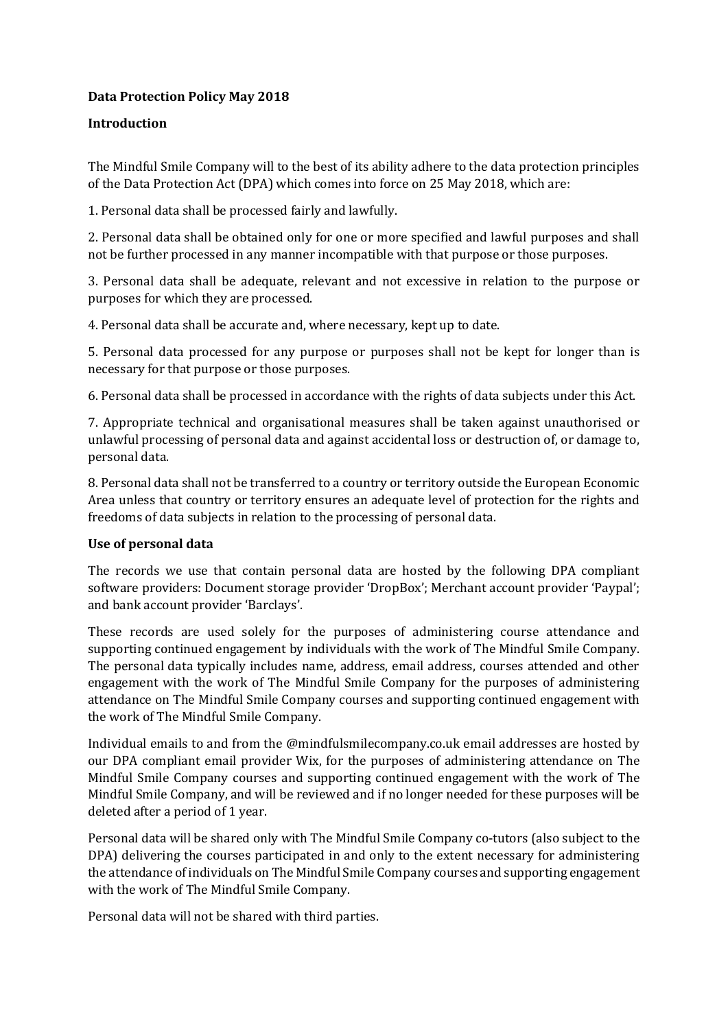**Data Protection Policy May 2018**

**Introduction**

The Mindful Smile Company will to the best of its ability adhere to the data protection principles of the Data Protection Act (DPA) which comes into force on 25 May 2018, which are:

1. Personal data shall be processed fairly and lawfully.

2. Personal data shall be obtained only for one or more specified and lawful purposes and shall not be further processed in any manner incompatible with that purpose or those purposes.

3. Personal data shall be adequate, relevant and not excessive in relation to the purpose or purposes for which they are processed.

4. Personal data shall be accurate and, where necessary, kept up to date.

5. Personal data processed for any purpose or purposes shall not be kept for longer than is necessary for that purpose or those purposes.

6. Personal data shall be processed in accordance with the rights of data subjects under this Act.

7. Appropriate technical and organisational measures shall be taken against unauthorised or unlawful processing of personal data and against accidental loss or destruction of, or damage to, personal data.

8. Personal data shall not be transferred to a country or territory outside the European Economic Area unless that country or territory ensures an adequate level of protection for the rights and freedoms of data subjects in relation to the processing of personal data.

**Use of personal data**

The records we use that contain personal data are hosted by the following DPA compliant software providers: Document storage provider 'DropBox'; Merchant account provider 'Paypal'; and bank account provider 'Barclays'.

These records are used solely for the purposes of administering course attendance and supporting continued engagement by individuals with the work of The Mindful Smile Company. The personal data typically includes name, address, email address, courses attended and other engagement with the work of The Mindful Smile Company for the purposes of administering attendance on The Mindful Smile Company courses and supporting continued engagement with the work of The Mindful Smile Company.

Individual emails to and from the @mindfulsmilecompany.co.uk email addresses are hosted by our DPA compliant email provider Wix, for the purposes of administering attendance on The Mindful Smile Company courses and supporting continued engagement with the work of The Mindful Smile Company, and will be reviewed and if no longer needed for these purposes will be deleted after a period of 1 year.

Personal data will be shared only with The Mindful Smile Company co-tutors (also subject to the DPA) delivering the courses participated in and only to the extent necessary for administering the attendance of individuals on The Mindful Smile Company courses and supporting engagement with the work of The Mindful Smile Company.

Personal data will not be shared with third parties.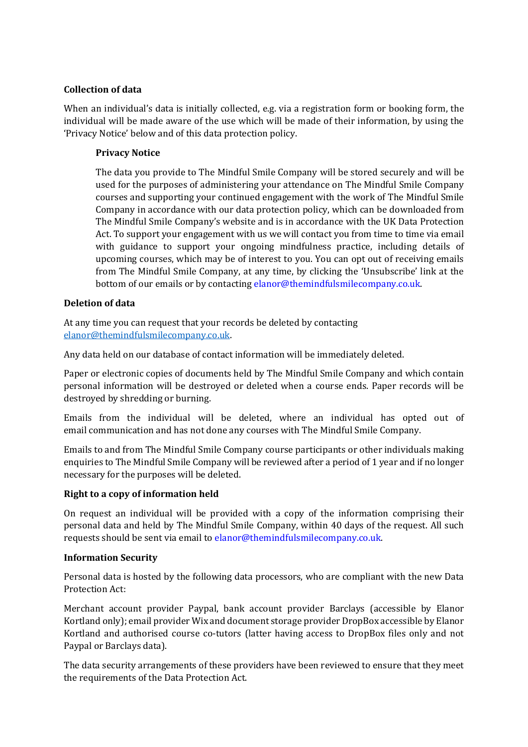**Collection of data**

When an individual's data is initially collected, e.g. via a registration form or booking form, the individual will be made aware of the use which will be made of their information, by using the 'Privacy Notice' below and of this data protection policy.

> **Privacy Notice**
>
> The data you provide to The Mindful Smile Company will be stored securely and will be used for the purposes of administering your attendance on The Mindful Smile Company courses and supporting your continued engagement with the work of The Mindful Smile Company in accordance with our data protection policy, which can be downloaded from The Mindful Smile Company's website and is in accordance with the UK Data Protection Act. To support your engagement with us we will contact you from time to time via email with guidance to support your ongoing mindfulness practice, including details of upcoming courses, which may be of interest to you. You can opt out of receiving emails from The Mindful Smile Company, at any time, by clicking the 'Unsubscribe' link at the bottom of our emails or by contacting elanor@themindfulsmilecompany.co.uk.

**Deletion of data**

At any time you can request that your records be deleted by contacting elanor@themindfulsmilecompany.co.uk.

Any data held on our database of contact information will be immediately deleted.

Paper or electronic copies of documents held by The Mindful Smile Company and which contain personal information will be destroyed or deleted when a course ends. Paper records will be destroyed by shredding or burning.

Emails from the individual will be deleted, where an individual has opted out of email communication and has not done any courses with The Mindful Smile Company.

Emails to and from The Mindful Smile Company course participants or other individuals making enquiries to The Mindful Smile Company will be reviewed after a period of 1 year and if no longer necessary for the purposes will be deleted.

**Right to a copy of information held**

On request an individual will be provided with a copy of the information comprising their personal data and held by The Mindful Smile Company, within 40 days of the request. All such requests should be sent via email to elanor@themindfulsmilecompany.co.uk.

**Information Security**

Personal data is hosted by the following data processors, who are compliant with the new Data Protection Act:

Merchant account provider Paypal, bank account provider Barclays (accessible by Elanor Kortland only); email provider Wix and document storage provider DropBox accessible by Elanor Kortland and authorised course co-tutors (latter having access to DropBox files only and not Paypal or Barclays data).

The data security arrangements of these providers have been reviewed to ensure that they meet the requirements of the Data Protection Act.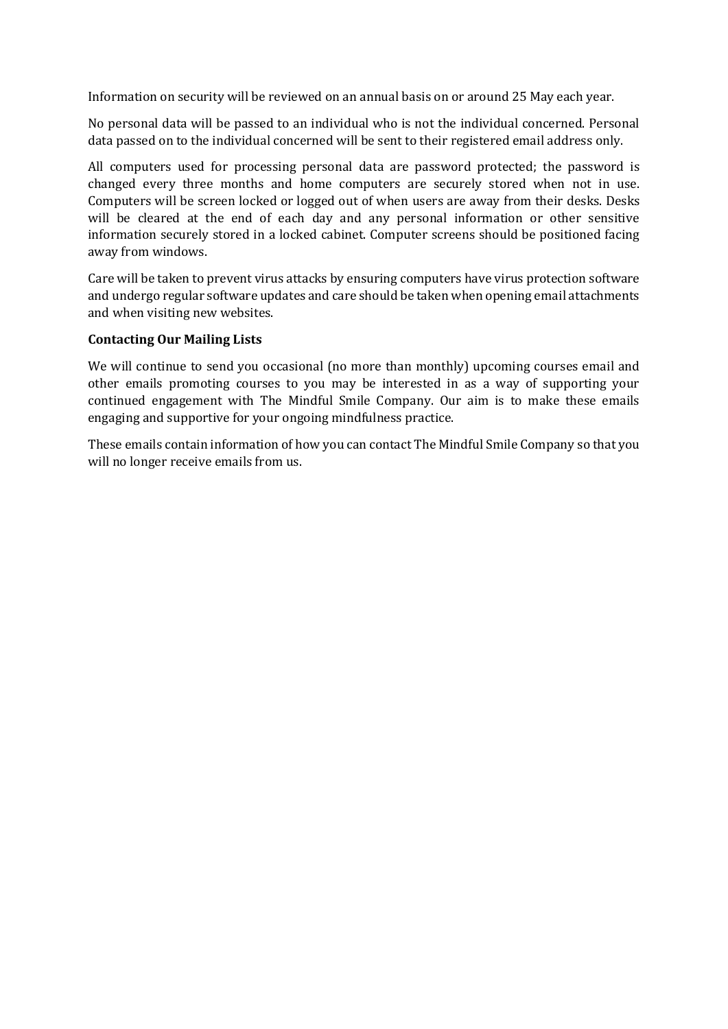Information on security will be reviewed on an annual basis on or around 25 May each year.

No personal data will be passed to an individual who is not the individual concerned. Personal data passed on to the individual concerned will be sent to their registered email address only.

All computers used for processing personal data are password protected; the password is changed every three months and home computers are securely stored when not in use. Computers will be screen locked or logged out of when users are away from their desks. Desks will be cleared at the end of each day and any personal information or other sensitive information securely stored in a locked cabinet. Computer screens should be positioned facing away from windows.

Care will be taken to prevent virus attacks by ensuring computers have virus protection software and undergo regular software updates and care should be taken when opening email attachments and when visiting new websites.

**Contacting Our Mailing Lists**

We will continue to send you occasional (no more than monthly) upcoming courses email and other emails promoting courses to you may be interested in as a way of supporting your continued engagement with The Mindful Smile Company. Our aim is to make these emails engaging and supportive for your ongoing mindfulness practice.

These emails contain information of how you can contact The Mindful Smile Company so that you will no longer receive emails from us.